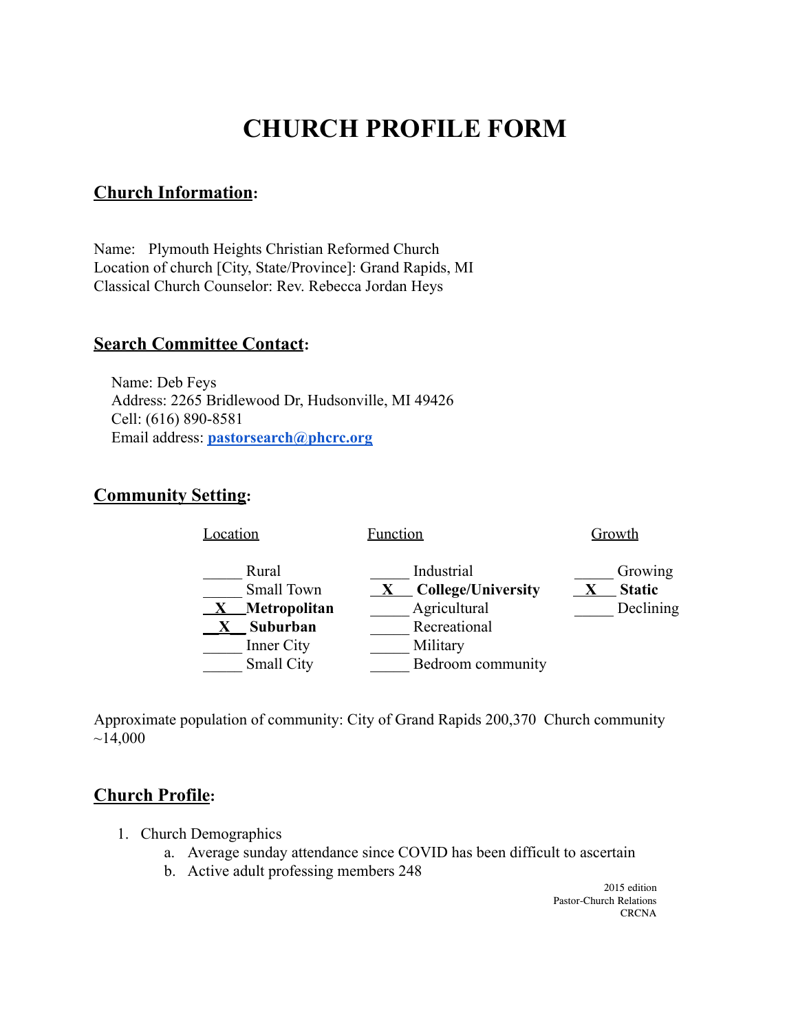# CHURCH PROFILE FORM

## Church Information:

Name: Plymouth Heights Christian Reformed Church
Location of church [City, State/Province]: Grand Rapids, MI
Classical Church Counselor: Rev. Rebecca Jordan Heys

## Search Committee Contact:

Name: Deb Feys
Address: 2265 Bridlewood Dr, Hudsonville, MI 49426
Cell: (616) 890-8581
Email address: **pastorsearch@phcrc.org**

## Community Setting:

| Location | Function | Growth |
|---|---|---|
| _____ Rural | _____ Industrial | _____ Growing |
| _____ Small Town | **__X__ College/University** | **__X__ Static** |
| **__X__ Metropolitan** | _____ Agricultural | _____ Declining |
| **__X__ Suburban** | _____ Recreational | |
| _____ Inner City | _____ Military | |
| _____ Small City | _____ Bedroom community | |

Approximate population of community: City of Grand Rapids 200,370 Church community ~14,000

## Church Profile:

1. Church Demographics
   a. Average sunday attendance since COVID has been difficult to ascertain
   b. Active adult professing members 248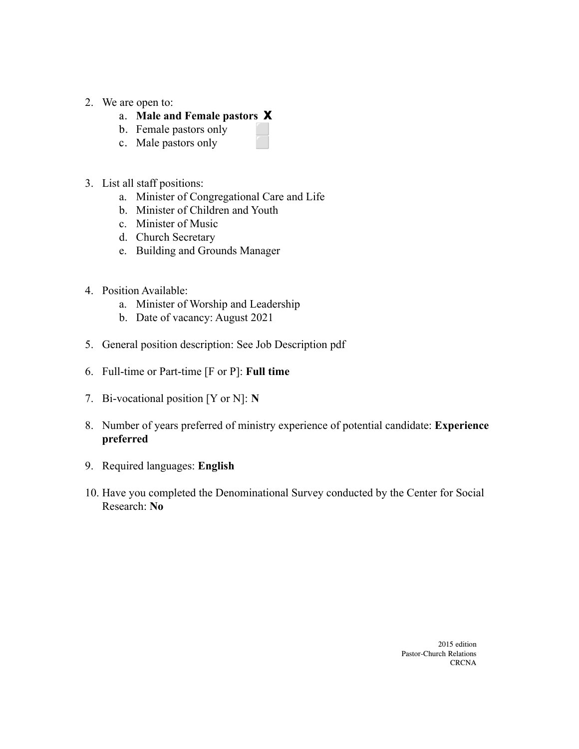2. We are open to:
    a. **Male and Female pastors** X
    b. Female pastors only ⬜
    c. Male pastors only ⬜

3. List all staff positions:
    a. Minister of Congregational Care and Life
    b. Minister of Children and Youth
    c. Minister of Music
    d. Church Secretary
    e. Building and Grounds Manager

4. Position Available:
    a. Minister of Worship and Leadership
    b. Date of vacancy: August 2021

5. General position description: See Job Description pdf

6. Full-time or Part-time [F or P]: **Full time**

7. Bi-vocational position [Y or N]: **N**

8. Number of years preferred of ministry experience of potential candidate: **Experience preferred**

9. Required languages: **English**

10. Have you completed the Denominational Survey conducted by the Center for Social Research: **No**

2015 edition
Pastor-Church Relations
CRCNA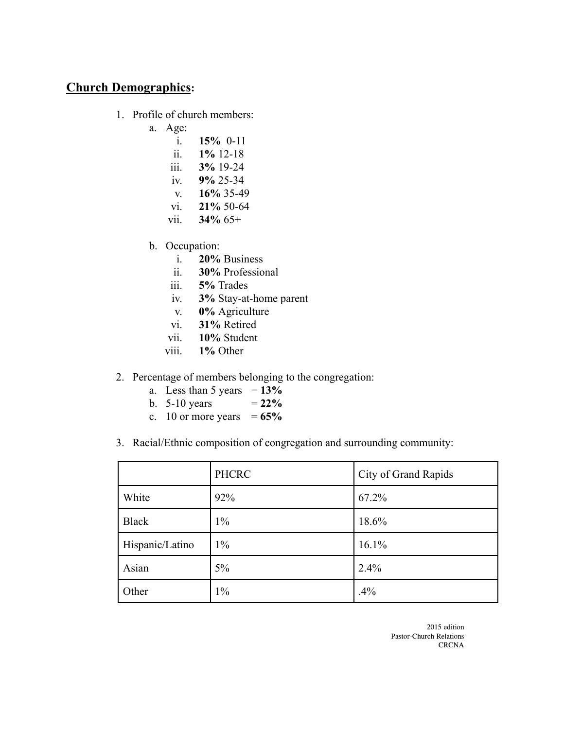## **Church Demographics:**

1. Profile of church members:
   a. Age:
      i. **15%** 0-11
      ii. **1%** 12-18
      iii. **3%** 19-24
      iv. **9%** 25-34
      v. **16%** 35-49
      vi. **21%** 50-64
      vii. **34%** 65+

   b. Occupation:
      i. **20%** Business
      ii. **30%** Professional
      iii. **5%** Trades
      iv. **3%** Stay-at-home parent
      v. **0%** Agriculture
      vi. **31%** Retired
      vii. **10%** Student
      viii. **1%** Other

2. Percentage of members belonging to the congregation:
   a. Less than 5 years = **13%**
   b. 5-10 years = **22%**
   c. 10 or more years = **65%**

3. Racial/Ethnic composition of congregation and surrounding community:

| | PHCRC | City of Grand Rapids |
|---|---|---|
| White | 92% | 67.2% |
| Black | 1% | 18.6% |
| Hispanic/Latino | 1% | 16.1% |
| Asian | 5% | 2.4% |
| Other | 1% | .4% |

2015 edition
Pastor-Church Relations
CRCNA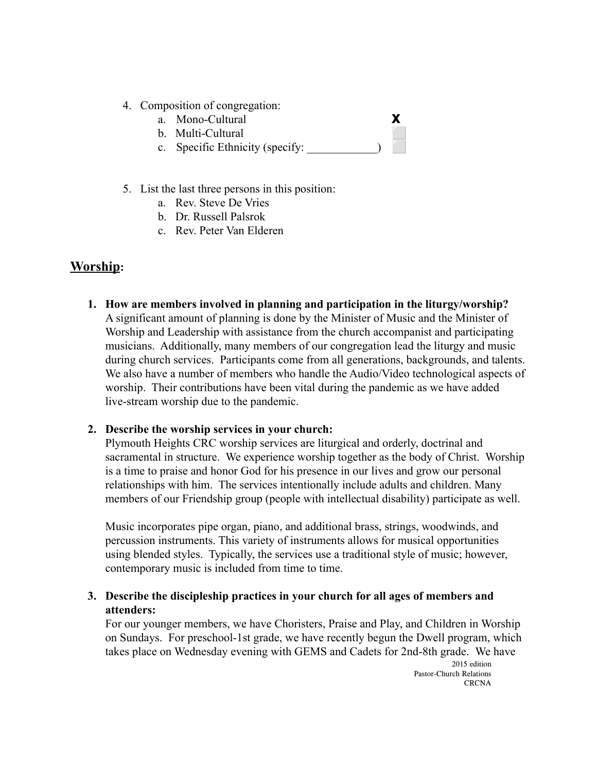4. Composition of congregation:
    a. Mono-Cultural X
    b. Multi-Cultural
    c. Specific Ethnicity (specify: ____________)

5. List the last three persons in this position:
    a. Rev. Steve De Vries
    b. Dr. Russell Palsrok
    c. Rev. Peter Van Elderen

## **Worship**:

1. **How are members involved in planning and participation in the liturgy/worship?**
   A significant amount of planning is done by the Minister of Music and the Minister of Worship and Leadership with assistance from the church accompanist and participating musicians. Additionally, many members of our congregation lead the liturgy and music during church services. Participants come from all generations, backgrounds, and talents. We also have a number of members who handle the Audio/Video technological aspects of worship. Their contributions have been vital during the pandemic as we have added live-stream worship due to the pandemic.

2. **Describe the worship services in your church:**
   Plymouth Heights CRC worship services are liturgical and orderly, doctrinal and sacramental in structure. We experience worship together as the body of Christ. Worship is a time to praise and honor God for his presence in our lives and grow our personal relationships with him. The services intentionally include adults and children. Many members of our Friendship group (people with intellectual disability) participate as well.

   Music incorporates pipe organ, piano, and additional brass, strings, woodwinds, and percussion instruments. This variety of instruments allows for musical opportunities using blended styles. Typically, the services use a traditional style of music; however, contemporary music is included from time to time.

3. **Describe the discipleship practices in your church for all ages of members and attenders:**
   For our younger members, we have Choristers, Praise and Play, and Children in Worship on Sundays. For preschool-1st grade, we have recently begun the Dwell program, which takes place on Wednesday evening with GEMS and Cadets for 2nd-8th grade. We have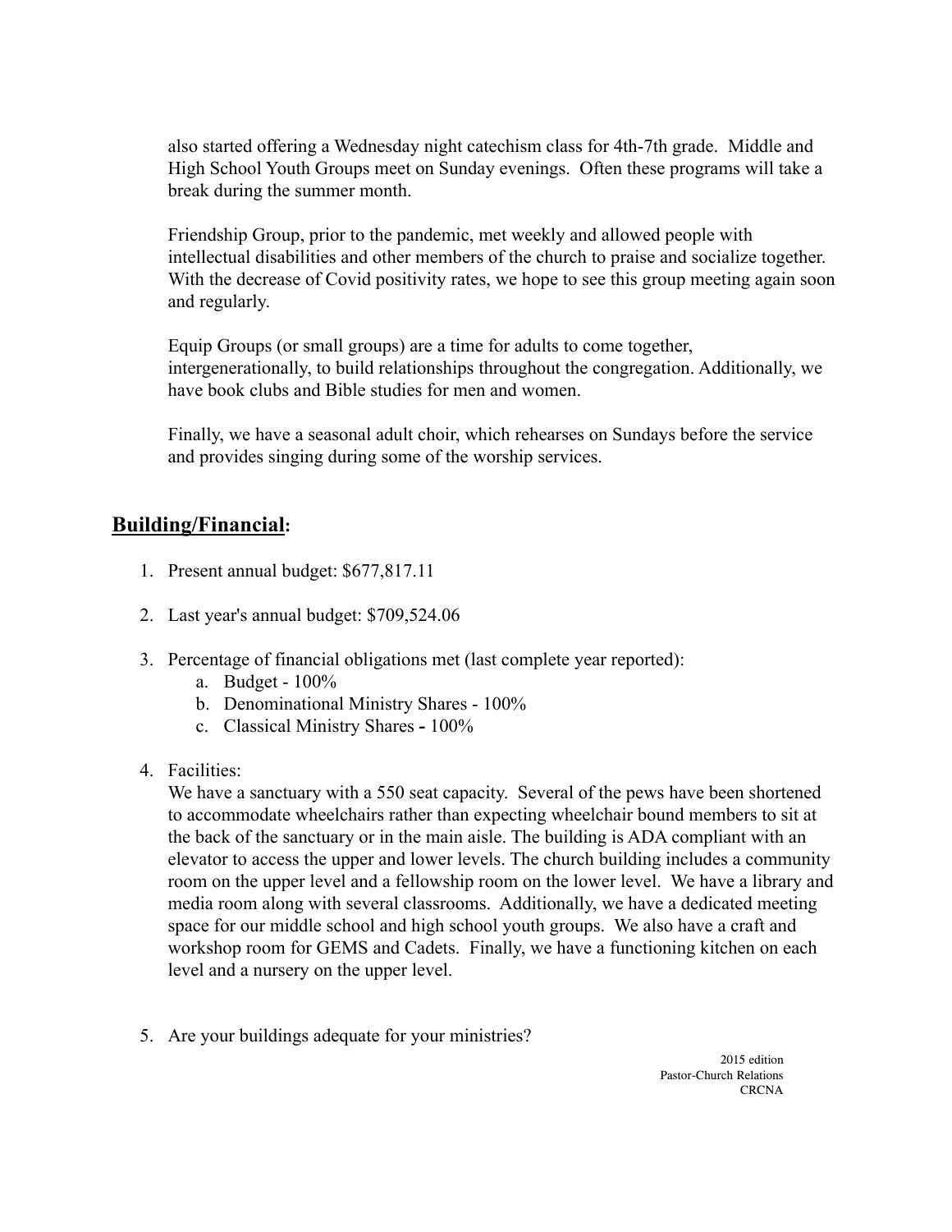also started offering a Wednesday night catechism class for 4th-7th grade. Middle and High School Youth Groups meet on Sunday evenings. Often these programs will take a break during the summer month.

Friendship Group, prior to the pandemic, met weekly and allowed people with intellectual disabilities and other members of the church to praise and socialize together. With the decrease of Covid positivity rates, we hope to see this group meeting again soon and regularly.

Equip Groups (or small groups) are a time for adults to come together, intergenerationally, to build relationships throughout the congregation. Additionally, we have book clubs and Bible studies for men and women.

Finally, we have a seasonal adult choir, which rehearses on Sundays before the service and provides singing during some of the worship services.

## **Building/Financial:**

1. Present annual budget: $677,817.11

2. Last year's annual budget: $709,524.06

3. Percentage of financial obligations met (last complete year reported):
    a. Budget - 100%
    b. Denominational Ministry Shares - 100%
    c. Classical Ministry Shares - 100%

4. Facilities:
   We have a sanctuary with a 550 seat capacity. Several of the pews have been shortened to accommodate wheelchairs rather than expecting wheelchair bound members to sit at the back of the sanctuary or in the main aisle. The building is ADA compliant with an elevator to access the upper and lower levels. The church building includes a community room on the upper level and a fellowship room on the lower level. We have a library and media room along with several classrooms. Additionally, we have a dedicated meeting space for our middle school and high school youth groups. We also have a craft and workshop room for GEMS and Cadets. Finally, we have a functioning kitchen on each level and a nursery on the upper level.

5. Are your buildings adequate for your ministries?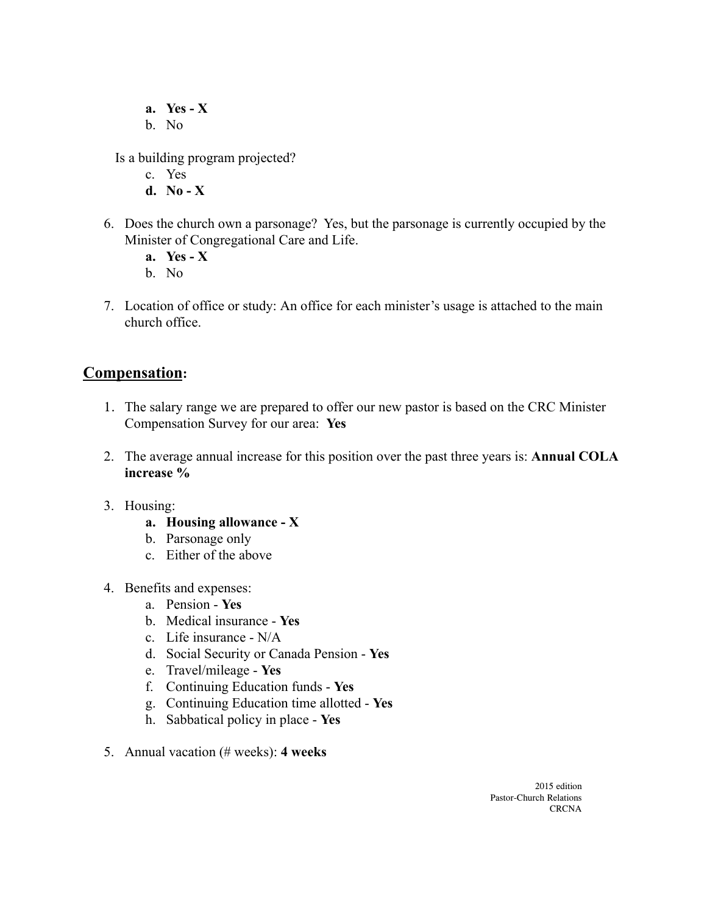a. **Yes - X**
   b. No

   Is a building program projected?

   c. Yes
   d. **No - X**

6. Does the church own a parsonage? Yes, but the parsonage is currently occupied by the Minister of Congregational Care and Life.
   a. **Yes - X**
   b. No

7. Location of office or study: An office for each minister's usage is attached to the main church office.

## Compensation:

1. The salary range we are prepared to offer our new pastor is based on the CRC Minister Compensation Survey for our area: **Yes**

2. The average annual increase for this position over the past three years is: **Annual COLA increase %**

3. Housing:
   a. **Housing allowance - X**
   b. Parsonage only
   c. Either of the above

4. Benefits and expenses:
   a. Pension - **Yes**
   b. Medical insurance - **Yes**
   c. Life insurance - N/A
   d. Social Security or Canada Pension - **Yes**
   e. Travel/mileage - **Yes**
   f. Continuing Education funds - **Yes**
   g. Continuing Education time allotted - **Yes**
   h. Sabbatical policy in place - **Yes**

5. Annual vacation (# weeks): **4 weeks**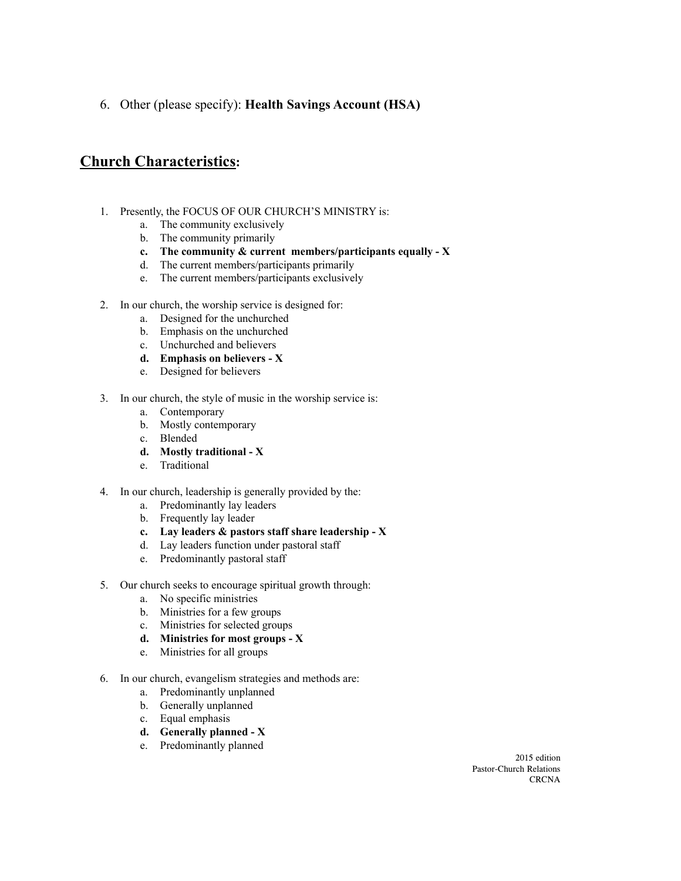6. Other (please specify): **Health Savings Account (HSA)**

## **Church Characteristics:**

1. Presently, the FOCUS OF OUR CHURCH'S MINISTRY is:
   a. The community exclusively
   b. The community primarily
   **c. The community & current members/participants equally - X**
   d. The current members/participants primarily
   e. The current members/participants exclusively

2. In our church, the worship service is designed for:
   a. Designed for the unchurched
   b. Emphasis on the unchurched
   c. Unchurched and believers
   **d. Emphasis on believers - X**
   e. Designed for believers

3. In our church, the style of music in the worship service is:
   a. Contemporary
   b. Mostly contemporary
   c. Blended
   **d. Mostly traditional - X**
   e. Traditional

4. In our church, leadership is generally provided by the:
   a. Predominantly lay leaders
   b. Frequently lay leader
   **c. Lay leaders & pastors staff share leadership - X**
   d. Lay leaders function under pastoral staff
   e. Predominantly pastoral staff

5. Our church seeks to encourage spiritual growth through:
   a. No specific ministries
   b. Ministries for a few groups
   c. Ministries for selected groups
   **d. Ministries for most groups - X**
   e. Ministries for all groups

6. In our church, evangelism strategies and methods are:
   a. Predominantly unplanned
   b. Generally unplanned
   c. Equal emphasis
   **d. Generally planned - X**
   e. Predominantly planned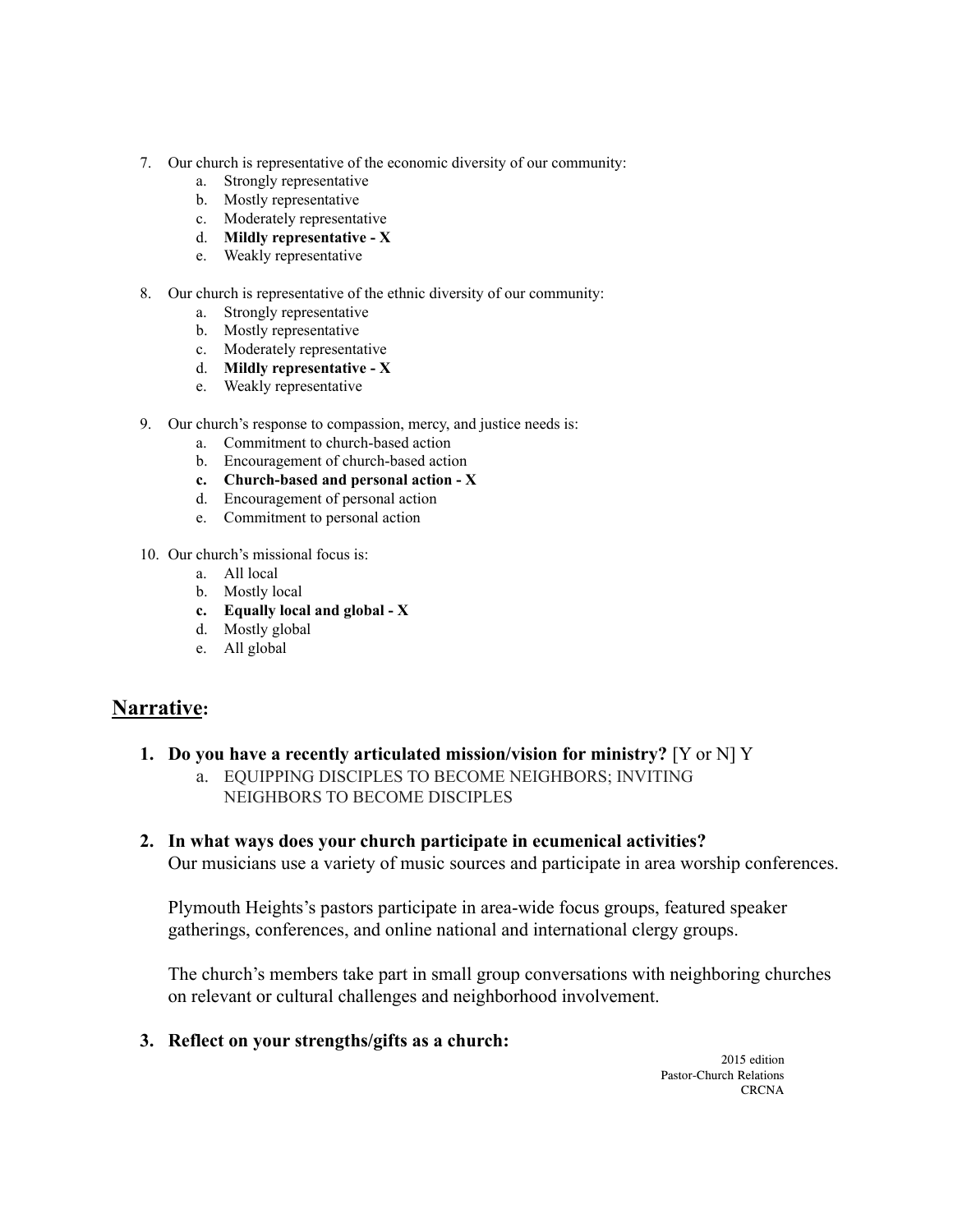7. Our church is representative of the economic diversity of our community:
    a. Strongly representative
    b. Mostly representative
    c. Moderately representative
    d. **Mildly representative - X**
    e. Weakly representative

8. Our church is representative of the ethnic diversity of our community:
    a. Strongly representative
    b. Mostly representative
    c. Moderately representative
    d. **Mildly representative - X**
    e. Weakly representative

9. Our church's response to compassion, mercy, and justice needs is:
    a. Commitment to church-based action
    b. Encouragement of church-based action
    c. **Church-based and personal action - X**
    d. Encouragement of personal action
    e. Commitment to personal action

10. Our church's missional focus is:
    a. All local
    b. Mostly local
    c. **Equally local and global - X**
    d. Mostly global
    e. All global

## <u>Narrative</u>:

1. **Do you have a recently articulated mission/vision for ministry?** [Y or N] Y
    a. EQUIPPING DISCIPLES TO BECOME NEIGHBORS; INVITING NEIGHBORS TO BECOME DISCIPLES

2. **In what ways does your church participate in ecumenical activities?**
   Our musicians use a variety of music sources and participate in area worship conferences.

   Plymouth Heights's pastors participate in area-wide focus groups, featured speaker gatherings, conferences, and online national and international clergy groups.

   The church's members take part in small group conversations with neighboring churches on relevant or cultural challenges and neighborhood involvement.

3. **Reflect on your strengths/gifts as a church:**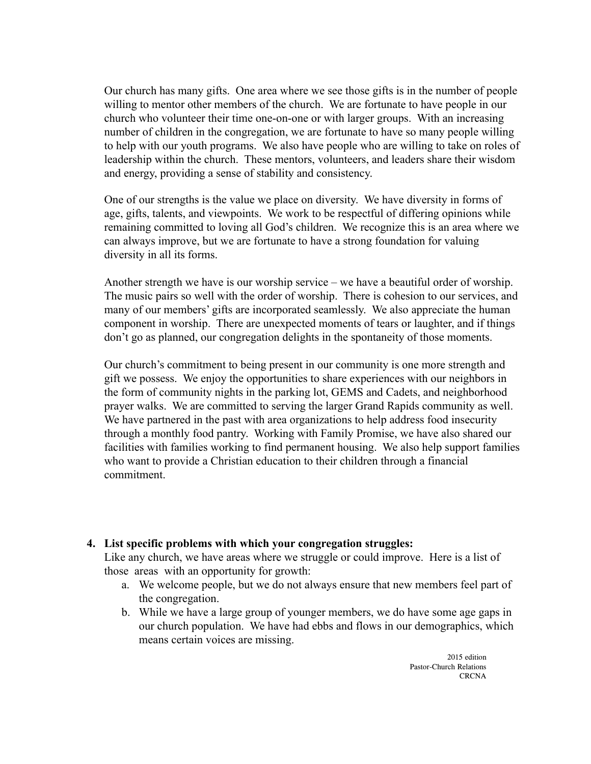Our church has many gifts. One area where we see those gifts is in the number of people willing to mentor other members of the church. We are fortunate to have people in our church who volunteer their time one-on-one or with larger groups. With an increasing number of children in the congregation, we are fortunate to have so many people willing to help with our youth programs. We also have people who are willing to take on roles of leadership within the church. These mentors, volunteers, and leaders share their wisdom and energy, providing a sense of stability and consistency.

One of our strengths is the value we place on diversity. We have diversity in forms of age, gifts, talents, and viewpoints. We work to be respectful of differing opinions while remaining committed to loving all God's children. We recognize this is an area where we can always improve, but we are fortunate to have a strong foundation for valuing diversity in all its forms.

Another strength we have is our worship service – we have a beautiful order of worship. The music pairs so well with the order of worship. There is cohesion to our services, and many of our members' gifts are incorporated seamlessly. We also appreciate the human component in worship. There are unexpected moments of tears or laughter, and if things don't go as planned, our congregation delights in the spontaneity of those moments.

Our church's commitment to being present in our community is one more strength and gift we possess. We enjoy the opportunities to share experiences with our neighbors in the form of community nights in the parking lot, GEMS and Cadets, and neighborhood prayer walks. We are committed to serving the larger Grand Rapids community as well. We have partnered in the past with area organizations to help address food insecurity through a monthly food pantry. Working with Family Promise, we have also shared our facilities with families working to find permanent housing. We also help support families who want to provide a Christian education to their children through a financial commitment.

4. **List specific problems with which your congregation struggles:**

   Like any church, we have areas where we struggle or could improve. Here is a list of those areas with an opportunity for growth:

   a. We welcome people, but we do not always ensure that new members feel part of the congregation.
   b. While we have a large group of younger members, we do have some age gaps in our church population. We have had ebbs and flows in our demographics, which means certain voices are missing.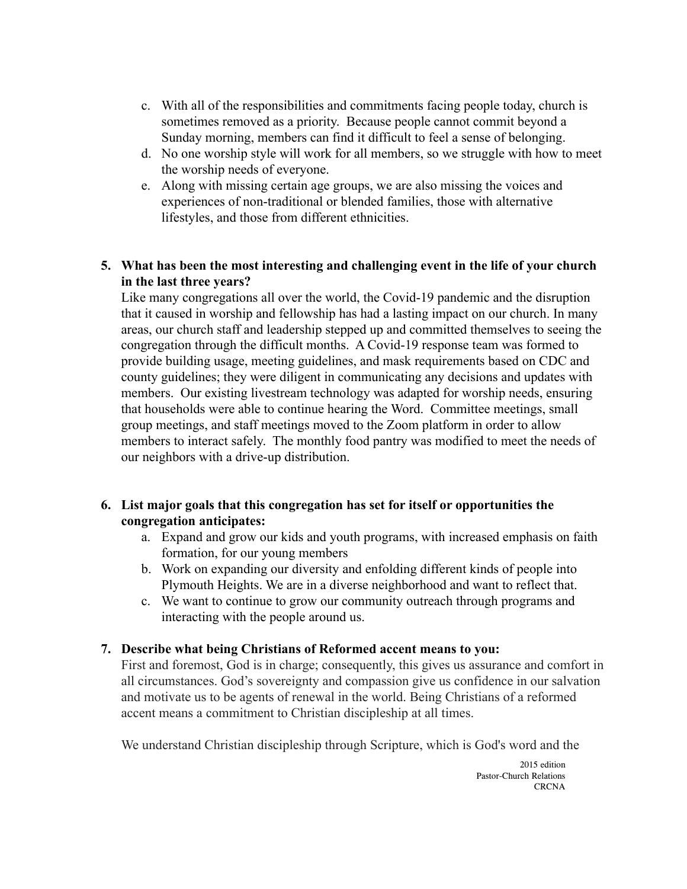c. With all of the responsibilities and commitments facing people today, church is sometimes removed as a priority. Because people cannot commit beyond a Sunday morning, members can find it difficult to feel a sense of belonging.
d. No one worship style will work for all members, so we struggle with how to meet the worship needs of everyone.
e. Along with missing certain age groups, we are also missing the voices and experiences of non-traditional or blended families, those with alternative lifestyles, and those from different ethnicities.

**5. What has been the most interesting and challenging event in the life of your church in the last three years?**

Like many congregations all over the world, the Covid-19 pandemic and the disruption that it caused in worship and fellowship has had a lasting impact on our church. In many areas, our church staff and leadership stepped up and committed themselves to seeing the congregation through the difficult months. A Covid-19 response team was formed to provide building usage, meeting guidelines, and mask requirements based on CDC and county guidelines; they were diligent in communicating any decisions and updates with members. Our existing livestream technology was adapted for worship needs, ensuring that households were able to continue hearing the Word. Committee meetings, small group meetings, and staff meetings moved to the Zoom platform in order to allow members to interact safely. The monthly food pantry was modified to meet the needs of our neighbors with a drive-up distribution.

**6. List major goals that this congregation has set for itself or opportunities the congregation anticipates:**

a. Expand and grow our kids and youth programs, with increased emphasis on faith formation, for our young members
b. Work on expanding our diversity and enfolding different kinds of people into Plymouth Heights. We are in a diverse neighborhood and want to reflect that.
c. We want to continue to grow our community outreach through programs and interacting with the people around us.

**7. Describe what being Christians of Reformed accent means to you:**

First and foremost, God is in charge; consequently, this gives us assurance and comfort in all circumstances. God's sovereignty and compassion give us confidence in our salvation and motivate us to be agents of renewal in the world. Being Christians of a reformed accent means a commitment to Christian discipleship at all times.

We understand Christian discipleship through Scripture, which is God's word and the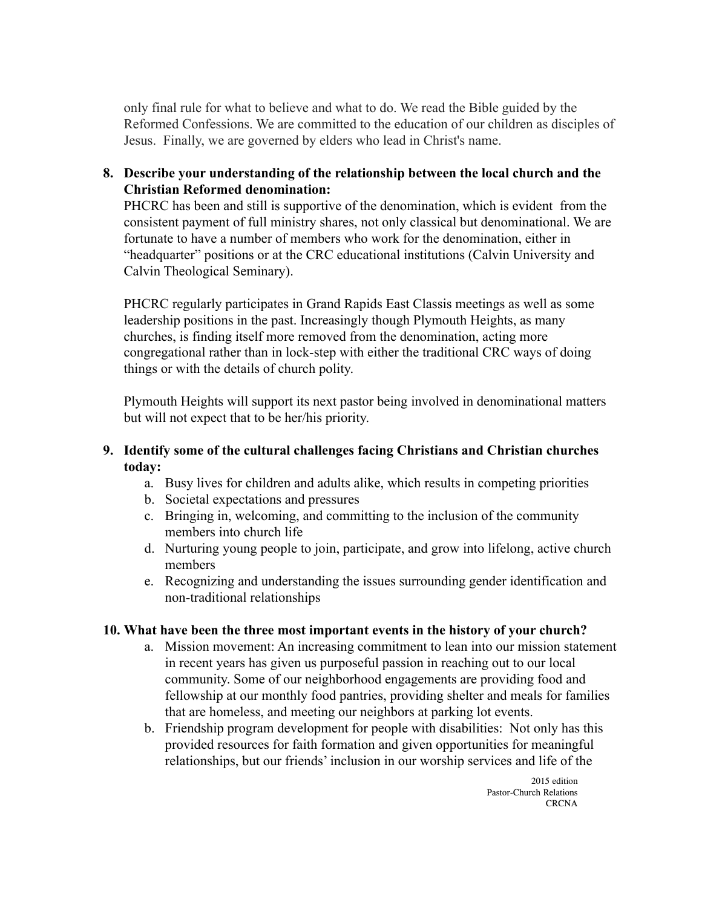only final rule for what to believe and what to do. We read the Bible guided by the Reformed Confessions. We are committed to the education of our children as disciples of Jesus. Finally, we are governed by elders who lead in Christ's name.

8. **Describe your understanding of the relationship between the local church and the Christian Reformed denomination:**
   PHCRC has been and still is supportive of the denomination, which is evident from the consistent payment of full ministry shares, not only classical but denominational. We are fortunate to have a number of members who work for the denomination, either in "headquarter" positions or at the CRC educational institutions (Calvin University and Calvin Theological Seminary).

   PHCRC regularly participates in Grand Rapids East Classis meetings as well as some leadership positions in the past. Increasingly though Plymouth Heights, as many churches, is finding itself more removed from the denomination, acting more congregational rather than in lock-step with either the traditional CRC ways of doing things or with the details of church polity.

   Plymouth Heights will support its next pastor being involved in denominational matters but will not expect that to be her/his priority.

9. **Identify some of the cultural challenges facing Christians and Christian churches today:**
   a. Busy lives for children and adults alike, which results in competing priorities
   b. Societal expectations and pressures
   c. Bringing in, welcoming, and committing to the inclusion of the community members into church life
   d. Nurturing young people to join, participate, and grow into lifelong, active church members
   e. Recognizing and understanding the issues surrounding gender identification and non-traditional relationships

10. **What have been the three most important events in the history of your church?**
    a. Mission movement: An increasing commitment to lean into our mission statement in recent years has given us purposeful passion in reaching out to our local community. Some of our neighborhood engagements are providing food and fellowship at our monthly food pantries, providing shelter and meals for families that are homeless, and meeting our neighbors at parking lot events.
    b. Friendship program development for people with disabilities: Not only has this provided resources for faith formation and given opportunities for meaningful relationships, but our friends' inclusion in our worship services and life of the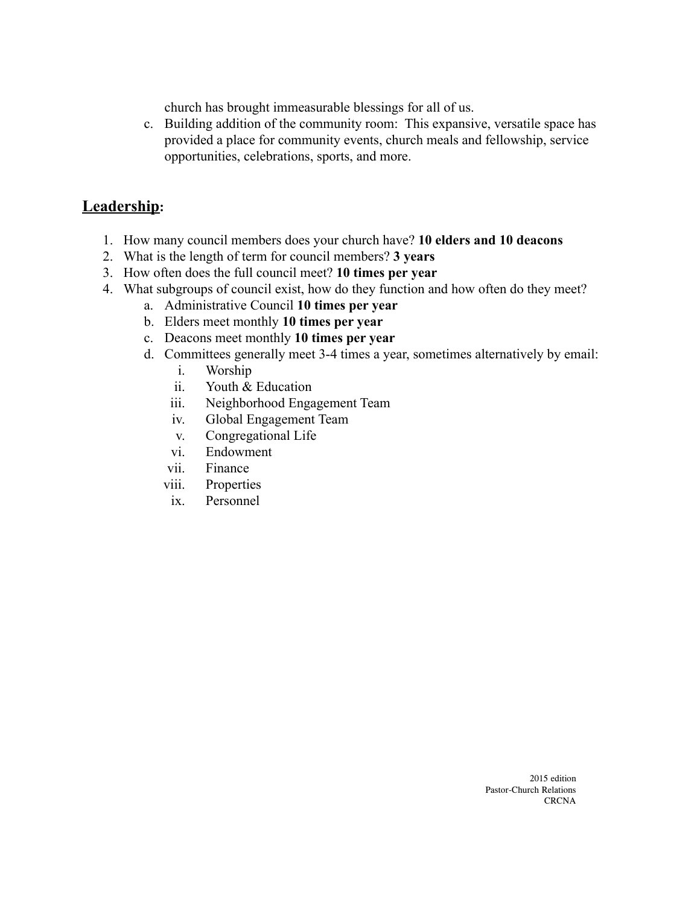church has brought immeasurable blessings for all of us.

c. Building addition of the community room: This expansive, versatile space has provided a place for community events, church meals and fellowship, service opportunities, celebrations, sports, and more.

## **Leadership**:

1. How many council members does your church have? **10 elders and 10 deacons**
2. What is the length of term for council members? **3 years**
3. How often does the full council meet? **10 times per year**
4. What subgroups of council exist, how do they function and how often do they meet?
   a. Administrative Council **10 times per year**
   b. Elders meet monthly **10 times per year**
   c. Deacons meet monthly **10 times per year**
   d. Committees generally meet 3-4 times a year, sometimes alternatively by email:
      i. Worship
      ii. Youth & Education
      iii. Neighborhood Engagement Team
      iv. Global Engagement Team
      v. Congregational Life
      vi. Endowment
      vii. Finance
      viii. Properties
      ix. Personnel